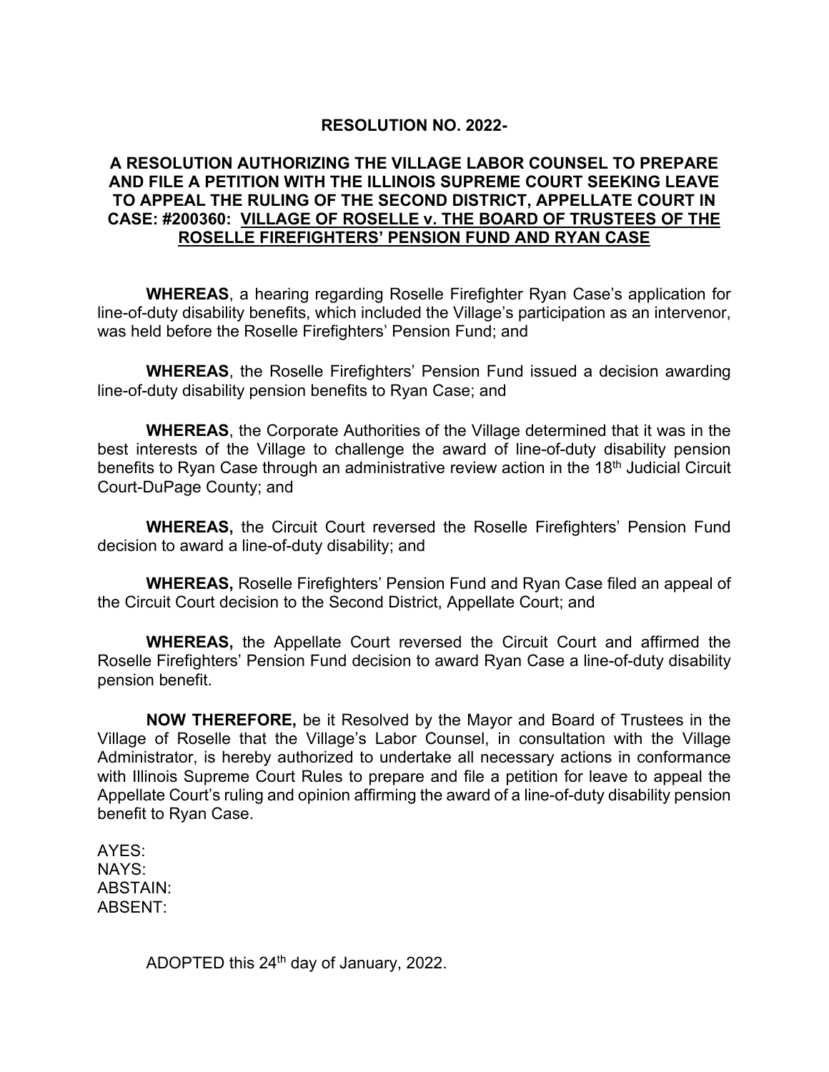**RESOLUTION NO. 2022-**

**A RESOLUTION AUTHORIZING THE VILLAGE LABOR COUNSEL TO PREPARE AND FILE A PETITION WITH THE ILLINOIS SUPREME COURT SEEKING LEAVE TO APPEAL THE RULING OF THE SECOND DISTRICT, APPELLATE COURT IN CASE: #200360: VILLAGE OF ROSELLE v. THE BOARD OF TRUSTEES OF THE ROSELLE FIREFIGHTERS' PENSION FUND AND RYAN CASE**

**WHEREAS**, a hearing regarding Roselle Firefighter Ryan Case's application for line-of-duty disability benefits, which included the Village's participation as an intervenor, was held before the Roselle Firefighters' Pension Fund; and

**WHEREAS**, the Roselle Firefighters' Pension Fund issued a decision awarding line-of-duty disability pension benefits to Ryan Case; and

**WHEREAS**, the Corporate Authorities of the Village determined that it was in the best interests of the Village to challenge the award of line-of-duty disability pension benefits to Ryan Case through an administrative review action in the 18th Judicial Circuit Court-DuPage County; and

**WHEREAS,** the Circuit Court reversed the Roselle Firefighters' Pension Fund decision to award a line-of-duty disability; and

**WHEREAS,** Roselle Firefighters' Pension Fund and Ryan Case filed an appeal of the Circuit Court decision to the Second District, Appellate Court; and

**WHEREAS,** the Appellate Court reversed the Circuit Court and affirmed the Roselle Firefighters' Pension Fund decision to award Ryan Case a line-of-duty disability pension benefit.

**NOW THEREFORE,** be it Resolved by the Mayor and Board of Trustees in the Village of Roselle that the Village's Labor Counsel, in consultation with the Village Administrator, is hereby authorized to undertake all necessary actions in conformance with Illinois Supreme Court Rules to prepare and file a petition for leave to appeal the Appellate Court's ruling and opinion affirming the award of a line-of-duty disability pension benefit to Ryan Case.

AYES:
NAYS:
ABSTAIN:
ABSENT:

ADOPTED this 24th day of January, 2022.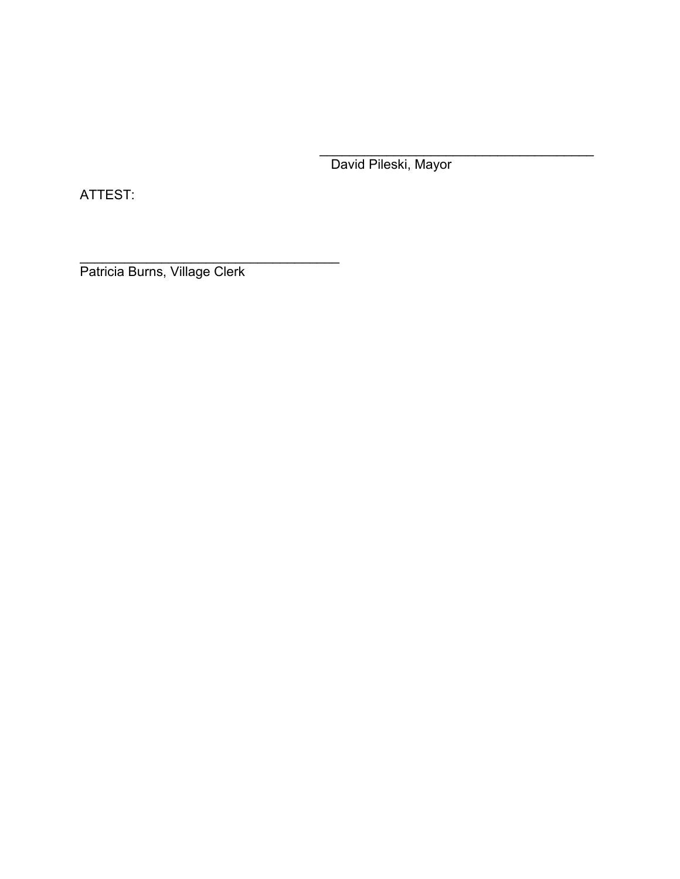\_\_\_\_\_\_\_\_\_\_\_\_\_\_\_\_\_\_\_\_\_\_\_\_\_\_\_\_\_\_\_\_\_\_\_\_\_\_\_
David Pileski, Mayor

ATTEST:

\_\_\_\_\_\_\_\_\_\_\_\_\_\_\_\_\_\_\_\_\_\_\_\_\_\_\_\_\_\_\_\_\_\_\_\_\_\_\_
Patricia Burns, Village Clerk